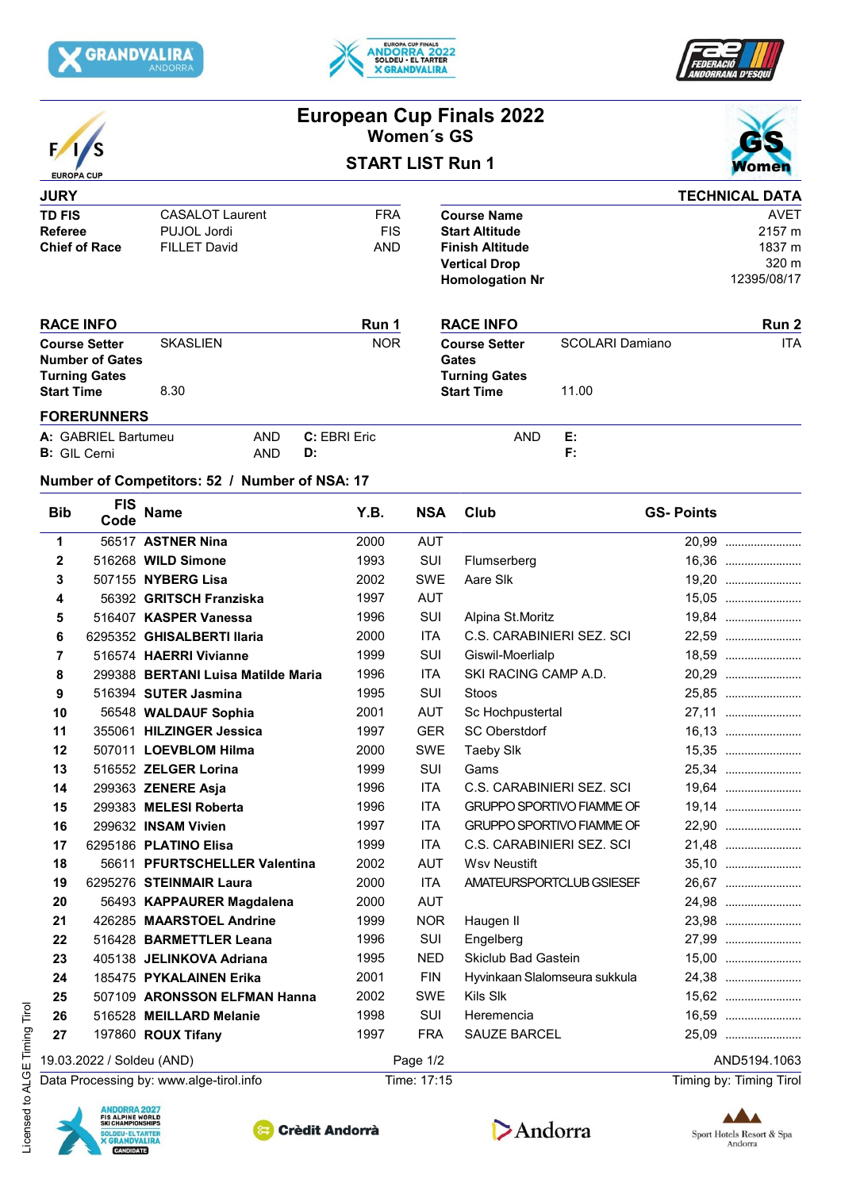# European Cup Finals 2022

## Women´s GS

### START LIST Run 1

| JURY | | |
|---|---|---|
| TD FIS | CASALOT Laurent | FRA |
| Referee | PUJOL Jordi | FIS |
| Chief of Race | FILLET David | AND |

| TECHNICAL DATA | |
|---|---|
| Course Name | AVET |
| Start Altitude | 2157 m |
| Finish Altitude | 1837 m |
| Vertical Drop | 320 m |
| Homologation Nr | 12395/08/17 |

| RACE INFO | | Run 1 |
|---|---|---|
| Course Setter | SKASLIEN | NOR |
| Number of Gates | | |
| Turning Gates | | |
| Start Time | 8.30 | |

| RACE INFO | | Run 2 |
|---|---|---|
| Course Setter | SCOLARI Damiano | ITA |
| Gates | | |
| Turning Gates | | |
| Start Time | 11.00 | |

**FORERUNNERS**

| | | | | | |
|---|---|---|---|---|---|
| **A:** GABRIEL Bartumeu | AND | **C:** EBRI Eric | AND | **E:** | |
| **B:** GIL Cerni | AND | **D:** | | **F:** | |

**Number of Competitors: 52 / Number of NSA: 17**

| Bib | FIS Code | Name | Y.B. | NSA | Club | GS- Points |
|---|---|---|---|---|---|---|
| 1 | 56517 | **ASTNER Nina** | 2000 | AUT | | 20,99 |
| 2 | 516268 | **WILD Simone** | 1993 | SUI | Flumserberg | 16,36 |
| 3 | 507155 | **NYBERG Lisa** | 2002 | SWE | Aare Slk | 19,20 |
| 4 | 56392 | **GRITSCH Franziska** | 1997 | AUT | | 15,05 |
| 5 | 516407 | **KASPER Vanessa** | 1996 | SUI | Alpina St.Moritz | 19,84 |
| 6 | 6295352 | **GHISALBERTI Ilaria** | 2000 | ITA | C.S. CARABINIERI SEZ. SCI | 22,59 |
| 7 | 516574 | **HAERRI Vivianne** | 1999 | SUI | Giswil-Moerlialp | 18,59 |
| 8 | 299388 | **BERTANI Luisa Matilde Maria** | 1996 | ITA | SKI RACING CAMP A.D. | 20,29 |
| 9 | 516394 | **SUTER Jasmina** | 1995 | SUI | Stoos | 25,85 |
| 10 | 56548 | **WALDAUF Sophia** | 2001 | AUT | Sc Hochpustertal | 27,11 |
| 11 | 355061 | **HILZINGER Jessica** | 1997 | GER | SC Oberstdorf | 16,13 |
| 12 | 507011 | **LOEVBLOM Hilma** | 2000 | SWE | Taeby Slk | 15,35 |
| 13 | 516552 | **ZELGER Lorina** | 1999 | SUI | Gams | 25,34 |
| 14 | 299363 | **ZENERE Asja** | 1996 | ITA | C.S. CARABINIERI SEZ. SCI | 19,64 |
| 15 | 299383 | **MELESI Roberta** | 1996 | ITA | GRUPPO SPORTIVO FIAMME OF | 19,14 |
| 16 | 299632 | **INSAM Vivien** | 1997 | ITA | GRUPPO SPORTIVO FIAMME OF | 22,90 |
| 17 | 6295186 | **PLATINO Elisa** | 1999 | ITA | C.S. CARABINIERI SEZ. SCI | 21,48 |
| 18 | 56611 | **PFURTSCHELLER Valentina** | 2002 | AUT | Wsv Neustift | 35,10 |
| 19 | 6295276 | **STEINMAIR Laura** | 2000 | ITA | AMATEURSPORTCLUB GSIESEF | 26,67 |
| 20 | 56493 | **KAPPAURER Magdalena** | 2000 | AUT | | 24,98 |
| 21 | 426285 | **MAARSTOEL Andrine** | 1999 | NOR | Haugen Il | 23,98 |
| 22 | 516428 | **BARMETTLER Leana** | 1996 | SUI | Engelberg | 27,99 |
| 23 | 405138 | **JELINKOVA Adriana** | 1995 | NED | Skiclub Bad Gastein | 15,00 |
| 24 | 185475 | **PYKALAINEN Erika** | 2001 | FIN | Hyvinkaan Slalomseura sukkula | 24,38 |
| 25 | 507109 | **ARONSSON ELFMAN Hanna** | 2002 | SWE | Kils Slk | 15,62 |
| 26 | 516528 | **MEILLARD Melanie** | 1998 | SUI | Heremencia | 16,59 |
| 27 | 197860 | **ROUX Tifany** | 1997 | FRA | SAUZE BARCEL | 25,09 |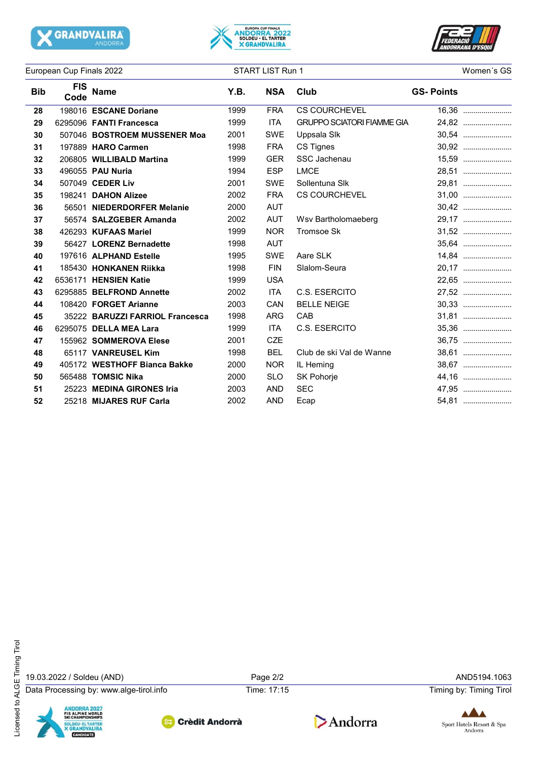European Cup Finals 2022 | START LIST Run 1 | Women´s GS

| Bib | FIS Code | Name | Y.B. | NSA | Club | GS- Points | |
|---|---|---|---|---|---|---|---|
| 28 | 198016 | **ESCANE Doriane** | 1999 | FRA | CS COURCHEVEL | 16,36 | ........................ |
| 29 | 6295096 | **FANTI Francesca** | 1999 | ITA | GRUPPO SCIATORI FIAMME GIA | 24,82 | ........................ |
| 30 | 507046 | **BOSTROEM MUSSENER Moa** | 2001 | SWE | Uppsala Slk | 30,54 | ........................ |
| 31 | 197889 | **HARO Carmen** | 1998 | FRA | CS Tignes | 30,92 | ........................ |
| 32 | 206805 | **WILLIBALD Martina** | 1999 | GER | SSC Jachenau | 15,59 | ........................ |
| 33 | 496055 | **PAU Nuria** | 1994 | ESP | LMCE | 28,51 | ........................ |
| 34 | 507049 | **CEDER Liv** | 2001 | SWE | Sollentuna Slk | 29,81 | ........................ |
| 35 | 198241 | **DAHON Alizee** | 2002 | FRA | CS COURCHEVEL | 31,00 | ........................ |
| 36 | 56501 | **NIEDERDORFER Melanie** | 2000 | AUT | | 30,42 | ........................ |
| 37 | 56574 | **SALZGEBER Amanda** | 2002 | AUT | Wsv Bartholomaeberg | 29,17 | ........................ |
| 38 | 426293 | **KUFAAS Mariel** | 1999 | NOR | Tromsoe Sk | 31,52 | ........................ |
| 39 | 56427 | **LORENZ Bernadette** | 1998 | AUT | | 35,64 | ........................ |
| 40 | 197616 | **ALPHAND Estelle** | 1995 | SWE | Aare SLK | 14,84 | ........................ |
| 41 | 185430 | **HONKANEN Riikka** | 1998 | FIN | Slalom-Seura | 20,17 | ........................ |
| 42 | 6536171 | **HENSIEN Katie** | 1999 | USA | | 22,65 | ........................ |
| 43 | 6295885 | **BELFROND Annette** | 2002 | ITA | C.S. ESERCITO | 27,52 | ........................ |
| 44 | 108420 | **FORGET Arianne** | 2003 | CAN | BELLE NEIGE | 30,33 | ........................ |
| 45 | 35222 | **BARUZZI FARRIOL Francesca** | 1998 | ARG | CAB | 31,81 | ........................ |
| 46 | 6295075 | **DELLA MEA Lara** | 1999 | ITA | C.S. ESERCITO | 35,36 | ........................ |
| 47 | 155962 | **SOMMEROVA Elese** | 2001 | CZE | | 36,75 | ........................ |
| 48 | 65117 | **VANREUSEL Kim** | 1998 | BEL | Club de ski Val de Wanne | 38,61 | ........................ |
| 49 | 405172 | **WESTHOFF Bianca Bakke** | 2000 | NOR | IL Heming | 38,67 | ........................ |
| 50 | 565488 | **TOMSIC Nika** | 2000 | SLO | SK Pohorje | 44,16 | ........................ |
| 51 | 25223 | **MEDINA GIRONES Iria** | 2003 | AND | SEC | 47,95 | ........................ |
| 52 | 25218 | **MIJARES RUF Carla** | 2002 | AND | Ecap | 54,81 | ........................ |

19.03.2022 / Soldeu (AND) | AND5194.1063

Data Processing by: www.alge-tirol.info | Time: 17:15 | Timing by: Timing Tirol

Licensed to ALGE Timing Tirol